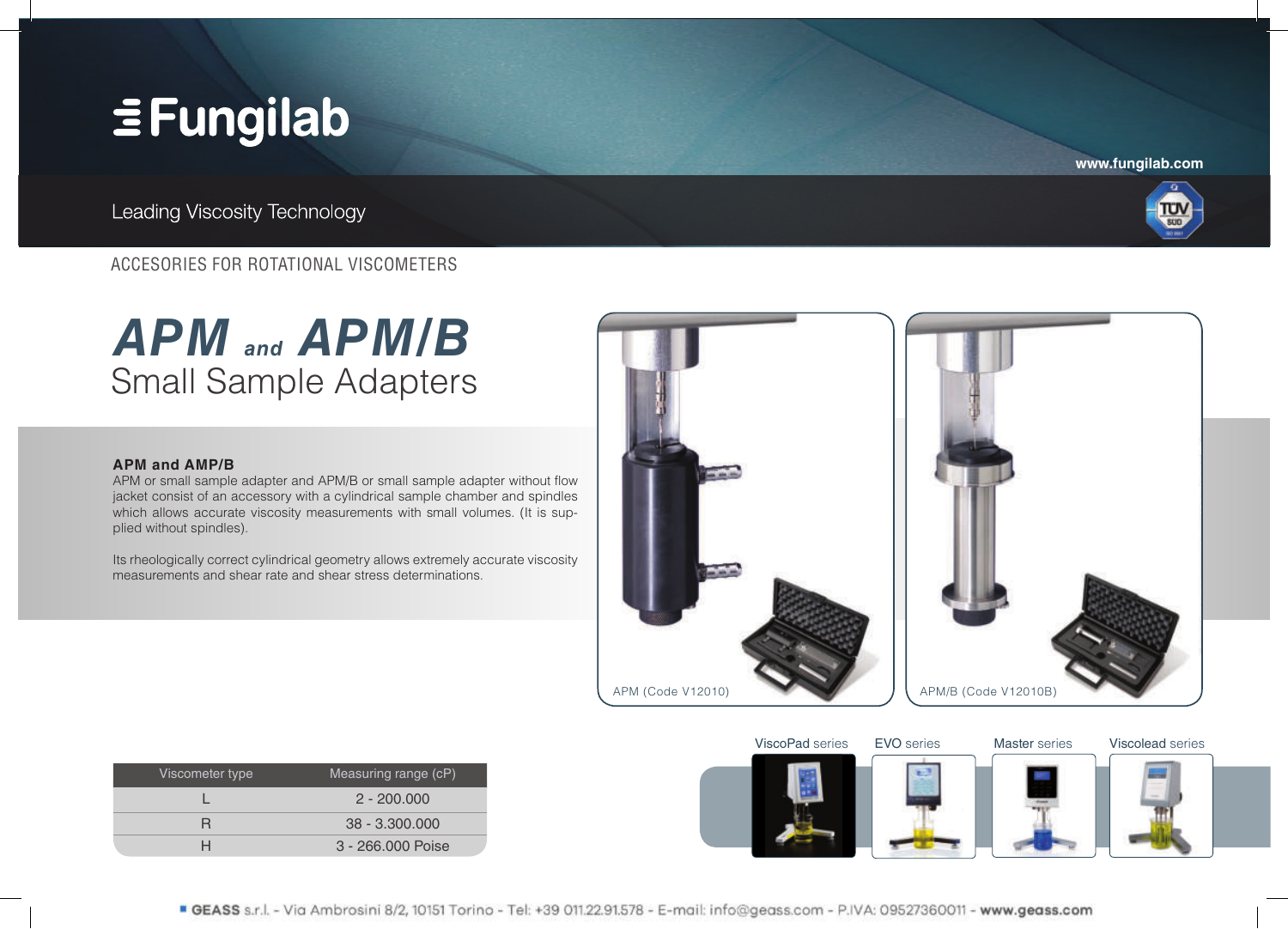# Fungilab

Leading Viscosity Technology

www.fungilab.com

ACCESORIES FOR ROTATIONAL VISCOMETERS

# *APM and APM/B*

## Small Sample Adapters

**APM and AMP/B**
APM or small sample adapter and APM/B or small sample adapter without flow jacket consist of an accessory with a cylindrical sample chamber and spindles which allows accurate viscosity measurements with small volumes. (It is supplied without spindles).

Its rheologically correct cylindrical geometry allows extremely accurate viscosity measurements and shear rate and shear stress determinations.

APM (Code V12010)

APM/B (Code V12010B)

| Viscometer type | Measuring range (cP) |
|---|---|
| L | 2 - 200.000 |
| R | 38 - 3.300.000 |
| H | 3 - 266.000 Poise |

ViscoPad series | EVO series | Master series | Viscolead series

GEASS s.r.l. - Via Ambrosini 8/2, 10151 Torino - Tel: +39 011.22.91.578 - E-mail: info@geass.com - P.IVA: 09527360011 - www.geass.com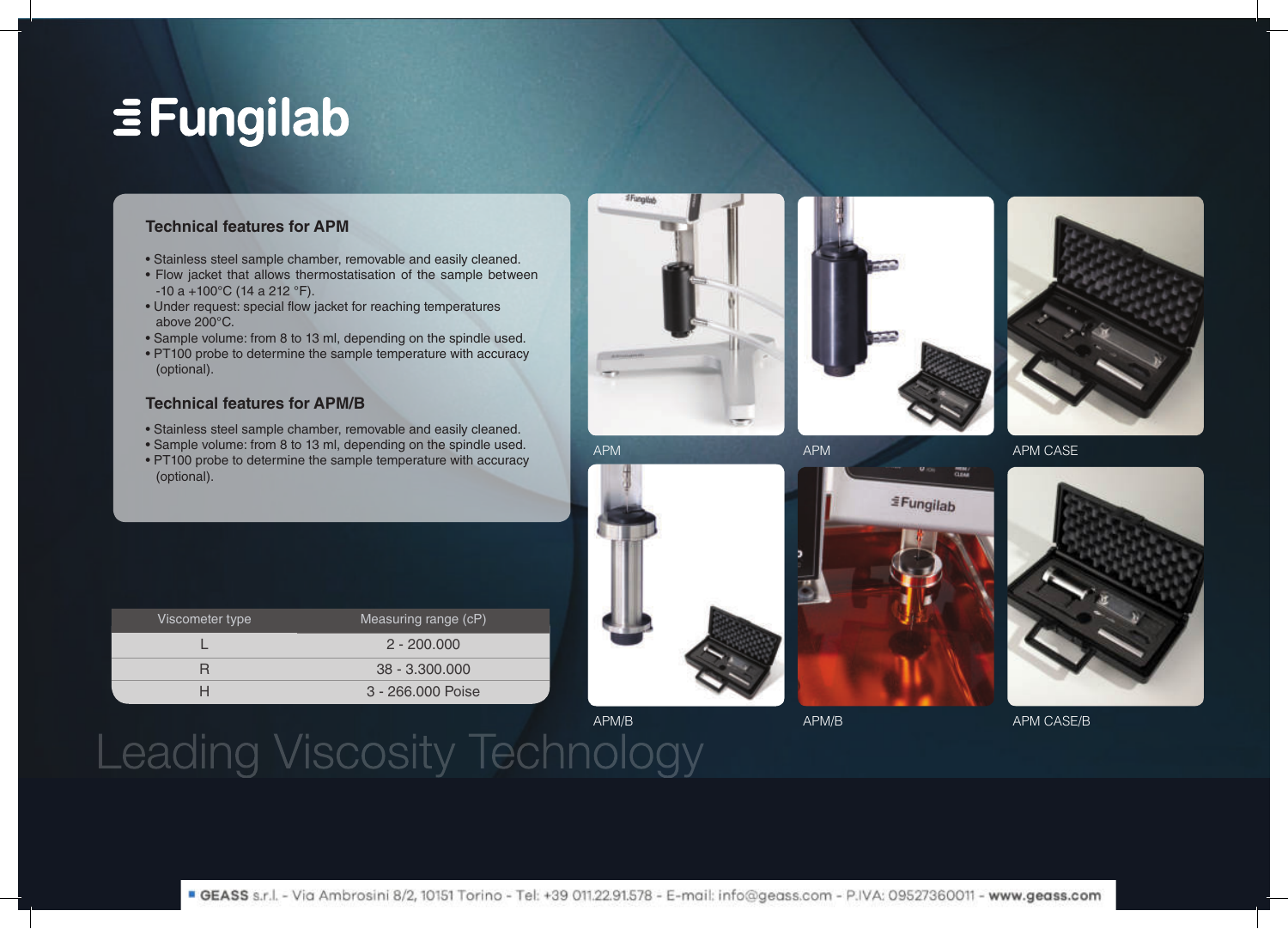# Fungilab

## Technical features for APM

- Stainless steel sample chamber, removable and easily cleaned.
- Flow jacket that allows thermostatisation of the sample between -10 a +100°C (14 a 212 °F).
- Under request: special flow jacket for reaching temperatures above 200°C.
- Sample volume: from 8 to 13 ml, depending on the spindle used.
- PT100 probe to determine the sample temperature with accuracy (optional).

## Technical features for APM/B

- Stainless steel sample chamber, removable and easily cleaned.
- Sample volume: from 8 to 13 ml, depending on the spindle used.
- PT100 probe to determine the sample temperature with accuracy (optional).

| Viscometer type | Measuring range (cP) |
|---|---|
| L | 2 - 200.000 |
| R | 38 - 3.300.000 |
| H | 3 - 266.000 Poise |

APM

APM

APM CASE

APM/B

APM/B

APM CASE/B

Leading Viscosity Technology

GEASS s.r.l. - Via Ambrosini 8/2, 10151 Torino - Tel: +39 011.22.91.578 - E-mail: info@geass.com - P.IVA: 09527360011 - www.geass.com